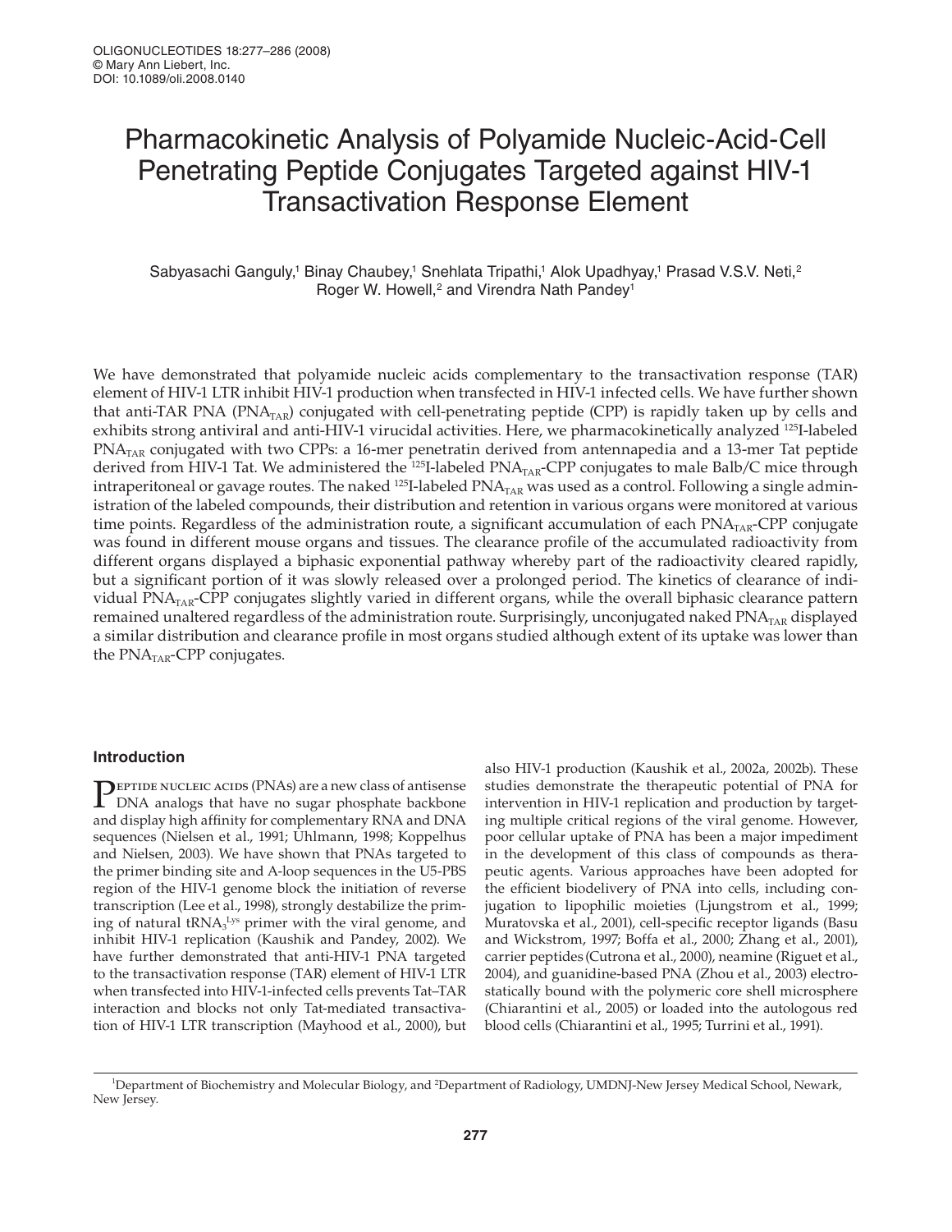# Pharmacokinetic Analysis of Polyamide Nucleic-Acid-Cell Penetrating Peptide Conjugates Targeted against HIV-1 Transactivation Response Element

Sabyasachi Ganguly,[1] Binay Chaubey,[1] Snehlata Tripathi,[1] Alok Upadhyay,[1] Prasad V.S.V. Neti,[2] Roger W. Howell,[2] and Virendra Nath Pandey[1]

We have demonstrated that polyamide nucleic acids complementary to the transactivation response (TAR) element of HIV-1 LTR inhibit HIV-1 production when transfected in HIV-1 infected cells. We have further shown that anti-TAR PNA ($PNA_{TAR}$) conjugated with cell-penetrating peptide (CPP) is rapidly taken up by cells and exhibits strong antiviral and anti-HIV-1 virucidal activities. Here, we pharmacokinetically analyzed $^{125}$I-labeled $PNA_{TAR}$ conjugated with two CPPs: a 16-mer penetratin derived from antennapedia and a 13-mer Tat peptide derived from HIV-1 Tat. We administered the $^{125}$I-labeled $PNA_{TAR}$-CPP conjugates to male Balb/C mice through intraperitoneal or gavage routes. The naked $^{125}$I-labeled $PNA_{TAR}$ was used as a control. Following a single administration of the labeled compounds, their distribution and retention in various organs were monitored at various time points. Regardless of the administration route, a significant accumulation of each $PNA_{TAR}$-CPP conjugate was found in different mouse organs and tissues. The clearance profile of the accumulated radioactivity from different organs displayed a biphasic exponential pathway whereby part of the radioactivity cleared rapidly, but a significant portion of it was slowly released over a prolonged period. The kinetics of clearance of individual $PNA_{TAR}$-CPP conjugates slightly varied in different organs, while the overall biphasic clearance pattern remained unaltered regardless of the administration route. Surprisingly, unconjugated naked $PNA_{TAR}$ displayed a similar distribution and clearance profile in most organs studied although extent of its uptake was lower than the $PNA_{TAR}$-CPP conjugates.

## Introduction

Peptide nucleic acids (PNAs) are a new class of antisense DNA analogs that have no sugar phosphate backbone and display high affinity for complementary RNA and DNA sequences (Nielsen et al., 1991; Uhlmann, 1998; Koppelhus and Nielsen, 2003). We have shown that PNAs targeted to the primer binding site and A-loop sequences in the U5-PBS region of the HIV-1 genome block the initiation of reverse transcription (Lee et al., 1998), strongly destabilize the priming of natural $tRNA_3^{Lys}$ primer with the viral genome, and inhibit HIV-1 replication (Kaushik and Pandey, 2002). We have further demonstrated that anti-HIV-1 PNA targeted to the transactivation response (TAR) element of HIV-1 LTR when transfected into HIV-1-infected cells prevents Tat–TAR interaction and blocks not only Tat-mediated transactivation of HIV-1 LTR transcription (Mayhood et al., 2000), but also HIV-1 production (Kaushik et al., 2002a, 2002b). These studies demonstrate the therapeutic potential of PNA for intervention in HIV-1 replication and production by targeting multiple critical regions of the viral genome. However, poor cellular uptake of PNA has been a major impediment in the development of this class of compounds as therapeutic agents. Various approaches have been adopted for the efficient biodelivery of PNA into cells, including conjugation to lipophilic moieties (Ljungstrom et al., 1999; Muratovska et al., 2001), cell-specific receptor ligands (Basu and Wickstrom, 1997; Boffa et al., 2000; Zhang et al., 2001), carrier peptides (Cutrona et al., 2000), neamine (Riguet et al., 2004), and guanidine-based PNA (Zhou et al., 2003) electrostatically bound with the polymeric core shell microsphere (Chiarantini et al., 2005) or loaded into the autologous red blood cells (Chiarantini et al., 1995; Turrini et al., 1991).

[1]Department of Biochemistry and Molecular Biology, and [2]Department of Radiology, UMDNJ-New Jersey Medical School, Newark, New Jersey.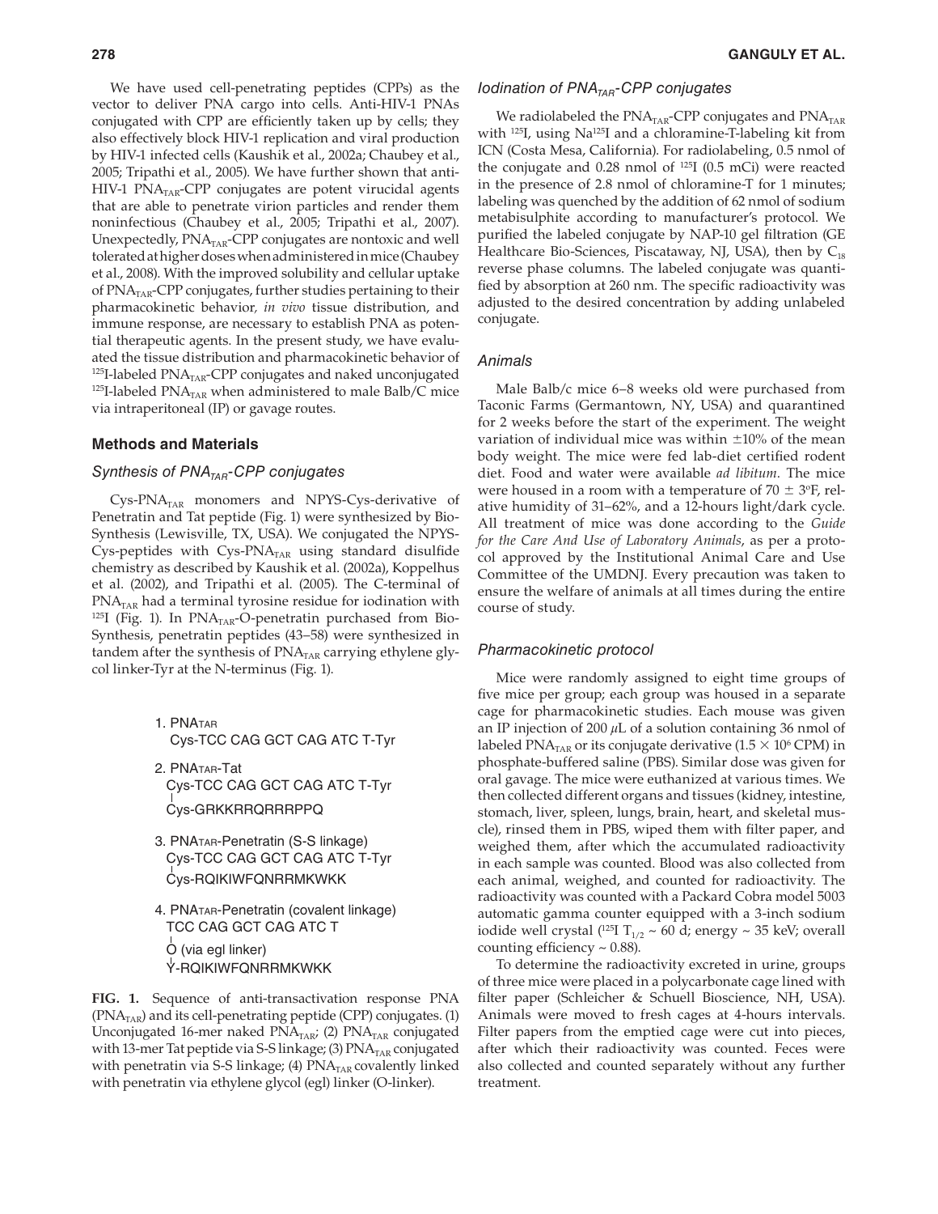We have used cell-penetrating peptides (CPPs) as the vector to deliver PNA cargo into cells. Anti-HIV-1 PNAs conjugated with CPP are efficiently taken up by cells; they also effectively block HIV-1 replication and viral production by HIV-1 infected cells (Kaushik et al., 2002a; Chaubey et al., 2005; Tripathi et al., 2005). We have further shown that anti-HIV-1 $PNA_{TAR}$-CPP conjugates are potent virucidal agents that are able to penetrate virion particles and render them noninfectious (Chaubey et al., 2005; Tripathi et al., 2007). Unexpectedly, $PNA_{TAR}$-CPP conjugates are nontoxic and well tolerated at higher doses when administered in mice (Chaubey et al., 2008). With the improved solubility and cellular uptake of $PNA_{TAR}$-CPP conjugates, further studies pertaining to their pharmacokinetic behavior, *in vivo* tissue distribution, and immune response, are necessary to establish PNA as potential therapeutic agents. In the present study, we have evaluated the tissue distribution and pharmacokinetic behavior of $^{125}$I-labeled $PNA_{TAR}$-CPP conjugates and naked unconjugated $^{125}$I-labeled $PNA_{TAR}$ when administered to male Balb/C mice via intraperitoneal (IP) or gavage routes.

## Methods and Materials

### *Synthesis of $PNA_{TAR}$-CPP conjugates*

Cys-$PNA_{TAR}$ monomers and NPYS-Cys-derivative of Penetratin and Tat peptide (Fig. 1) were synthesized by Bio-Synthesis (Lewisville, TX, USA). We conjugated the NPYS-Cys-peptides with Cys-$PNA_{TAR}$ using standard disulfide chemistry as described by Kaushik et al. (2002a), Koppelhus et al. (2002), and Tripathi et al. (2005). The C-terminal of $PNA_{TAR}$ had a terminal tyrosine residue for iodination with $^{125}$I (Fig. 1). In $PNA_{TAR}$-O-penetratin purchased from Bio-Synthesis, penetratin peptides (43–58) were synthesized in tandem after the synthesis of $PNA_{TAR}$ carrying ethylene glycol linker-Tyr at the N-terminus (Fig. 1).

1. $PNA_{TAR}$
   Cys-TCC CAG GCT CAG ATC T-Tyr

2. $PNA_{TAR}$-Tat
   Cys-TCC CAG GCT CAG ATC T-Tyr
   |
   Cys-GRKKRRQRRRPPQ

3. $PNA_{TAR}$-Penetratin (S-S linkage)
   Cys-TCC CAG GCT CAG ATC T-Tyr
   |
   Cys-RQIKIWFQNRRMKWKK

4. $PNA_{TAR}$-Penetratin (covalent linkage)
   TCC CAG GCT CAG ATC T
   |
   O (via egl linker)
   |
   Y-RQIKIWFQNRRMKWKK

**FIG. 1.** Sequence of anti-transactivation response PNA ($PNA_{TAR}$) and its cell-penetrating peptide (CPP) conjugates. (1) Unconjugated 16-mer naked $PNA_{TAR}$; (2) $PNA_{TAR}$ conjugated with 13-mer Tat peptide via S-S linkage; (3) $PNA_{TAR}$ conjugated with penetratin via S-S linkage; (4) $PNA_{TAR}$ covalently linked with penetratin via ethylene glycol (egl) linker (O-linker).

### *Iodination of $PNA_{TAR}$-CPP conjugates*

We radiolabeled the $PNA_{TAR}$-CPP conjugates and $PNA_{TAR}$ with $^{125}$I, using Na$^{125}$I and a chloramine-T-labeling kit from ICN (Costa Mesa, California). For radiolabeling, 0.5 nmol of the conjugate and 0.28 nmol of $^{125}$I (0.5 mCi) were reacted in the presence of 2.8 nmol of chloramine-T for 1 minutes; labeling was quenched by the addition of 62 nmol of sodium metabisulphite according to manufacturer's protocol. We purified the labeled conjugate by NAP-10 gel filtration (GE Healthcare Bio-Sciences, Piscataway, NJ, USA), then by $C_{18}$ reverse phase columns. The labeled conjugate was quantified by absorption at 260 nm. The specific radioactivity was adjusted to the desired concentration by adding unlabeled conjugate.

### *Animals*

Male Balb/c mice 6–8 weeks old were purchased from Taconic Farms (Germantown, NY, USA) and quarantined for 2 weeks before the start of the experiment. The weight variation of individual mice was within ±10% of the mean body weight. The mice were fed lab-diet certified rodent diet. Food and water were available *ad libitum*. The mice were housed in a room with a temperature of 70 ± 3°F, relative humidity of 31–62%, and a 12-hours light/dark cycle. All treatment of mice was done according to the *Guide for the Care And Use of Laboratory Animals*, as per a protocol approved by the Institutional Animal Care and Use Committee of the UMDNJ. Every precaution was taken to ensure the welfare of animals at all times during the entire course of study.

### *Pharmacokinetic protocol*

Mice were randomly assigned to eight time groups of five mice per group; each group was housed in a separate cage for pharmacokinetic studies. Each mouse was given an IP injection of 200 μL of a solution containing 36 nmol of labeled $PNA_{TAR}$ or its conjugate derivative ($1.5 \times 10^6$ CPM) in phosphate-buffered saline (PBS). Similar dose was given for oral gavage. The mice were euthanized at various times. We then collected different organs and tissues (kidney, intestine, stomach, liver, spleen, lungs, brain, heart, and skeletal muscle), rinsed them in PBS, wiped them with filter paper, and weighed them, after which the accumulated radioactivity in each sample was counted. Blood was also collected from each animal, weighed, and counted for radioactivity. The radioactivity was counted with a Packard Cobra model 5003 automatic gamma counter equipped with a 3-inch sodium iodide well crystal ($^{125}$I $T_{1/2}$ ~ 60 d; energy ~ 35 keV; overall counting efficiency ~ 0.88).

To determine the radioactivity excreted in urine, groups of three mice were placed in a polycarbonate cage lined with filter paper (Schleicher & Schuell Bioscience, NH, USA). Animals were moved to fresh cages at 4-hours intervals. Filter papers from the emptied cage were cut into pieces, after which their radioactivity was counted. Feces were also collected and counted separately without any further treatment.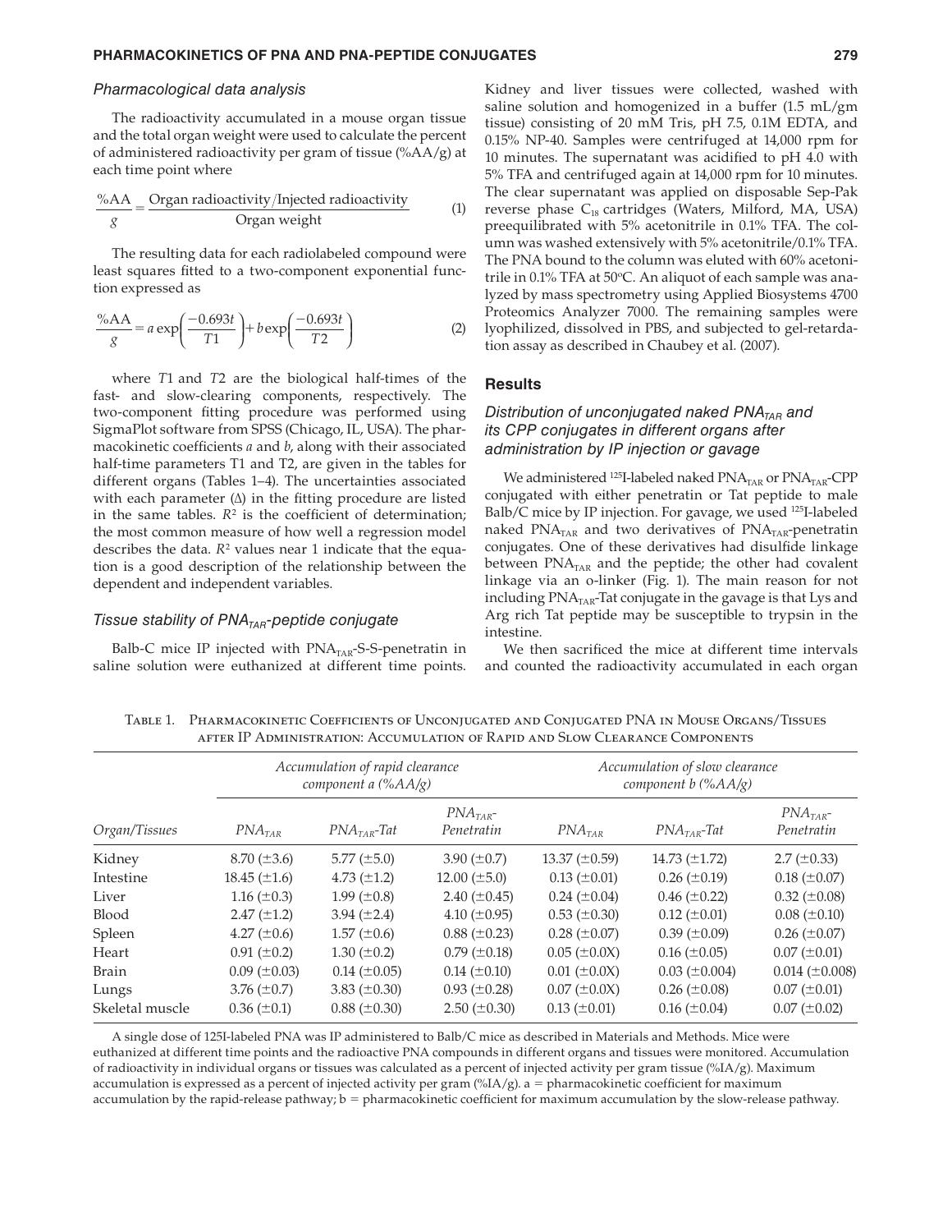### *Pharmacological data analysis*

The radioactivity accumulated in a mouse organ tissue and the total organ weight were used to calculate the percent of administered radioactivity per gram of tissue (%AA/g) at each time point where

$$\frac{\%\text{AA}}{g} = \frac{\text{Organ radioactivity/Injected radioactivity}}{\text{Organ weight}} \quad (1)$$

The resulting data for each radiolabeled compound were least squares fitted to a two-component exponential function expressed as

$$\frac{\%\text{AA}}{g} = a\exp\left(\frac{-0.693t}{T1}\right) + b\exp\left(\frac{-0.693t}{T2}\right) \quad (2)$$

where $T1$ and $T2$ are the biological half-times of the fast- and slow-clearing components, respectively. The two-component fitting procedure was performed using SigmaPlot software from SPSS (Chicago, IL, USA). The pharmacokinetic coefficients $a$ and $b$, along with their associated half-time parameters T1 and T2, are given in the tables for different organs (Tables 1–4). The uncertainties associated with each parameter (Δ) in the fitting procedure are listed in the same tables. $R^2$ is the coefficient of determination; the most common measure of how well a regression model describes the data. $R^2$ values near 1 indicate that the equation is a good description of the relationship between the dependent and independent variables.

### *Tissue stability of $PNA_{TAR}$-peptide conjugate*

Balb-C mice IP injected with $PNA_{TAR}$-S-S-penetratin in saline solution were euthanized at different time points. Kidney and liver tissues were collected, washed with saline solution and homogenized in a buffer (1.5 mL/gm tissue) consisting of 20 mM Tris, pH 7.5, 0.1M EDTA, and 0.15% NP-40. Samples were centrifuged at 14,000 rpm for 10 minutes. The supernatant was acidified to pH 4.0 with 5% TFA and centrifuged again at 14,000 rpm for 10 minutes. The clear supernatant was applied on disposable Sep-Pak reverse phase $C_{18}$ cartridges (Waters, Milford, MA, USA) preequilibrated with 5% acetonitrile in 0.1% TFA. The column was washed extensively with 5% acetonitrile/0.1% TFA. The PNA bound to the column was eluted with 60% acetonitrile in 0.1% TFA at 50°C. An aliquot of each sample was analyzed by mass spectrometry using Applied Biosystems 4700 Proteomics Analyzer 7000. The remaining samples were lyophilized, dissolved in PBS, and subjected to gel-retardation assay as described in Chaubey et al. (2007).

## Results

### *Distribution of unconjugated naked $PNA_{TAR}$ and its CPP conjugates in different organs after administration by IP injection or gavage*

We administered $^{125}$I-labeled naked $PNA_{TAR}$ or $PNA_{TAR}$-CPP conjugated with either penetratin or Tat peptide to male Balb/C mice by IP injection. For gavage, we used $^{125}$I-labeled naked $PNA_{TAR}$ and two derivatives of $PNA_{TAR}$-penetratin conjugates. One of these derivatives had disulfide linkage between $PNA_{TAR}$ and the peptide; the other had covalent linkage via an o-linker (Fig. 1). The main reason for not including $PNA_{TAR}$-Tat conjugate in the gavage is that Lys and Arg rich Tat peptide may be susceptible to trypsin in the intestine.

We then sacrificed the mice at different time intervals and counted the radioactivity accumulated in each organ

Table 1. Pharmacokinetic Coefficients of Unconjugated and Conjugated PNA in Mouse Organs/Tissues after IP Administration: Accumulation of Rapid and Slow Clearance Components

| | *Accumulation of rapid clearance component a (%AA/g)* | | | *Accumulation of slow clearance component b (%AA/g)* | | |
|---|---|---|---|---|---|---|
| *Organ/Tissues* | *$PNA_{TAR}$* | *$PNA_{TAR}$-Tat* | *$PNA_{TAR}$-Penetratin* | *$PNA_{TAR}$* | *$PNA_{TAR}$-Tat* | *$PNA_{TAR}$-Penetratin* |
| Kidney | 8.70 (±3.6) | 5.77 (±5.0) | 3.90 (±0.7) | 13.37 (±0.59) | 14.73 (±1.72) | 2.7 (±0.33) |
| Intestine | 18.45 (±1.6) | 4.73 (±1.2) | 12.00 (±5.0) | 0.13 (±0.01) | 0.26 (±0.19) | 0.18 (±0.07) |
| Liver | 1.16 (±0.3) | 1.99 (±0.8) | 2.40 (±0.45) | 0.24 (±0.04) | 0.46 (±0.22) | 0.32 (±0.08) |
| Blood | 2.47 (±1.2) | 3.94 (±2.4) | 4.10 (±0.95) | 0.53 (±0.30) | 0.12 (±0.01) | 0.08 (±0.10) |
| Spleen | 4.27 (±0.6) | 1.57 (±0.6) | 0.88 (±0.23) | 0.28 (±0.07) | 0.39 (±0.09) | 0.26 (±0.07) |
| Heart | 0.91 (±0.2) | 1.30 (±0.2) | 0.79 (±0.18) | 0.05 (±0.0X) | 0.16 (±0.05) | 0.07 (±0.01) |
| Brain | 0.09 (±0.03) | 0.14 (±0.05) | 0.14 (±0.10) | 0.01 (±0.0X) | 0.03 (±0.004) | 0.014 (±0.008) |
| Lungs | 3.76 (±0.7) | 3.83 (±0.30) | 0.93 (±0.28) | 0.07 (±0.0X) | 0.26 (±0.08) | 0.07 (±0.01) |
| Skeletal muscle | 0.36 (±0.1) | 0.88 (±0.30) | 2.50 (±0.30) | 0.13 (±0.01) | 0.16 (±0.04) | 0.07 (±0.02) |

A single dose of 125I-labeled PNA was IP administered to Balb/C mice as described in Materials and Methods. Mice were euthanized at different time points and the radioactive PNA compounds in different organs and tissues were monitored. Accumulation of radioactivity in individual organs or tissues was calculated as a percent of injected activity per gram tissue (%IA/g). Maximum accumulation is expressed as a percent of injected activity per gram (%IA/g). a = pharmacokinetic coefficient for maximum accumulation by the rapid-release pathway; b = pharmacokinetic coefficient for maximum accumulation by the slow-release pathway.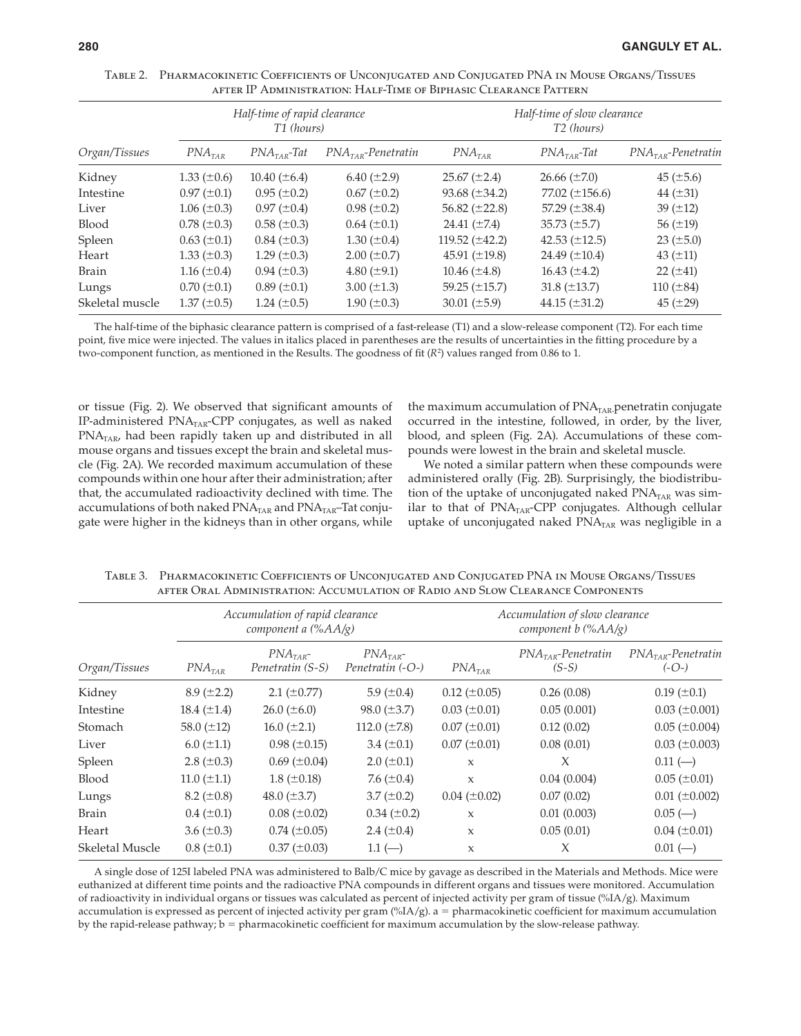Table 2. Pharmacokinetic Coefficients of Unconjugated and Conjugated PNA in Mouse Organs/Tissues after IP Administration: Half-Time of Biphasic Clearance Pattern

| | *Half-time of rapid clearance T1 (hours)* | | | *Half-time of slow clearance T2 (hours)* | | |
|---|---|---|---|---|---|---|
| *Organ/Tissues* | $PNA_{TAR}$ | $PNA_{TAR}$-Tat | $PNA_{TAR}$-Penetratin | $PNA_{TAR}$ | $PNA_{TAR}$-Tat | $PNA_{TAR}$-Penetratin |
| Kidney | 1.33 (±0.6) | 10.40 (±6.4) | 6.40 (±2.9) | 25.67 (±2.4) | 26.66 (±7.0) | 45 (±5.6) |
| Intestine | 0.97 (±0.1) | 0.95 (±0.2) | 0.67 (±0.2) | 93.68 (±34.2) | 77.02 (±156.6) | 44 (±31) |
| Liver | 1.06 (±0.3) | 0.97 (±0.4) | 0.98 (±0.2) | 56.82 (±22.8) | 57.29 (±38.4) | 39 (±12) |
| Blood | 0.78 (±0.3) | 0.58 (±0.3) | 0.64 (±0.1) | 24.41 (±7.4) | 35.73 (±5.7) | 56 (±19) |
| Spleen | 0.63 (±0.1) | 0.84 (±0.3) | 1.30 (±0.4) | 119.52 (±42.2) | 42.53 (±12.5) | 23 (±5.0) |
| Heart | 1.33 (±0.3) | 1.29 (±0.3) | 2.00 (±0.7) | 45.91 (±19.8) | 24.49 (±10.4) | 43 (±11) |
| Brain | 1.16 (±0.4) | 0.94 (±0.3) | 4.80 (±9.1) | 10.46 (±4.8) | 16.43 (±4.2) | 22 (±41) |
| Lungs | 0.70 (±0.1) | 0.89 (±0.1) | 3.00 (±1.3) | 59.25 (±15.7) | 31.8 (±13.7) | 110 (±84) |
| Skeletal muscle | 1.37 (±0.5) | 1.24 (±0.5) | 1.90 (±0.3) | 30.01 (±5.9) | 44.15 (±31.2) | 45 (±29) |

The half-time of the biphasic clearance pattern is comprised of a fast-release (T1) and a slow-release component (T2). For each time point, five mice were injected. The values in italics placed in parentheses are the results of uncertainties in the fitting procedure by a two-component function, as mentioned in the Results. The goodness of fit ($R^2$) values ranged from 0.86 to 1.

or tissue (Fig. 2). We observed that significant amounts of IP-administered $PNA_{TAR}$-CPP conjugates, as well as naked $PNA_{TAR}$, had been rapidly taken up and distributed in all mouse organs and tissues except the brain and skeletal muscle (Fig. 2A). We recorded maximum accumulation of these compounds within one hour after their administration; after that, the accumulated radioactivity declined with time. The accumulations of both naked $PNA_{TAR}$ and $PNA_{TAR}$–Tat conjugate were higher in the kidneys than in other organs, while the maximum accumulation of $PNA_{TAR}$-penetratin conjugate occurred in the intestine, followed, in order, by the liver, blood, and spleen (Fig. 2A). Accumulations of these compounds were lowest in the brain and skeletal muscle.

We noted a similar pattern when these compounds were administered orally (Fig. 2B). Surprisingly, the biodistribution of the uptake of unconjugated naked $PNA_{TAR}$ was similar to that of $PNA_{TAR}$-CPP conjugates. Although cellular uptake of unconjugated naked $PNA_{TAR}$ was negligible in a

Table 3. Pharmacokinetic Coefficients of Unconjugated and Conjugated PNA in Mouse Organs/Tissues after Oral Administration: Accumulation of Radio and Slow Clearance Components

| | *Accumulation of rapid clearance component a (%AA/g)* | | | *Accumulation of slow clearance component b (%AA/g)* | | |
|---|---|---|---|---|---|---|
| *Organ/Tissues* | $PNA_{TAR}$ | $PNA_{TAR}$-Penetratin (S-S) | $PNA_{TAR}$-Penetratin (-O-) | $PNA_{TAR}$ | $PNA_{TAR}$-Penetratin (S-S) | $PNA_{TAR}$-Penetratin (-O-) |
| Kidney | 8.9 (±2.2) | 2.1 (±0.77) | 5.9 (±0.4) | 0.12 (±0.05) | 0.26 (0.08) | 0.19 (±0.1) |
| Intestine | 18.4 (±1.4) | 26.0 (±6.0) | 98.0 (±3.7) | 0.03 (±0.01) | 0.05 (0.001) | 0.03 (±0.001) |
| Stomach | 58.0 (±12) | 16.0 (±2.1) | 112.0 (±7.8) | 0.07 (±0.01) | 0.12 (0.02) | 0.05 (±0.004) |
| Liver | 6.0 (±1.1) | 0.98 (±0.15) | 3.4 (±0.1) | 0.07 (±0.01) | 0.08 (0.01) | 0.03 (±0.003) |
| Spleen | 2.8 (±0.3) | 0.69 (±0.04) | 2.0 (±0.1) | x | X | 0.11 (—) |
| Blood | 11.0 (±1.1) | 1.8 (±0.18) | 7.6 (±0.4) | x | 0.04 (0.004) | 0.05 (±0.01) |
| Lungs | 8.2 (±0.8) | 48.0 (±3.7) | 3.7 (±0.2) | 0.04 (±0.02) | 0.07 (0.02) | 0.01 (±0.002) |
| Brain | 0.4 (±0.1) | 0.08 (±0.02) | 0.34 (±0.2) | x | 0.01 (0.003) | 0.05 (—) |
| Heart | 3.6 (±0.3) | 0.74 (±0.05) | 2.4 (±0.4) | x | 0.05 (0.01) | 0.04 (±0.01) |
| Skeletal Muscle | 0.8 (±0.1) | 0.37 (±0.03) | 1.1 (—) | x | X | 0.01 (—) |

A single dose of 125I labeled PNA was administered to Balb/C mice by gavage as described in the Materials and Methods. Mice were euthanized at different time points and the radioactive PNA compounds in different organs and tissues were monitored. Accumulation of radioactivity in individual organs or tissues was calculated as percent of injected activity per gram of tissue (%IA/g). Maximum accumulation is expressed as percent of injected activity per gram (%IA/g). a = pharmacokinetic coefficient for maximum accumulation by the rapid-release pathway; b = pharmacokinetic coefficient for maximum accumulation by the slow-release pathway.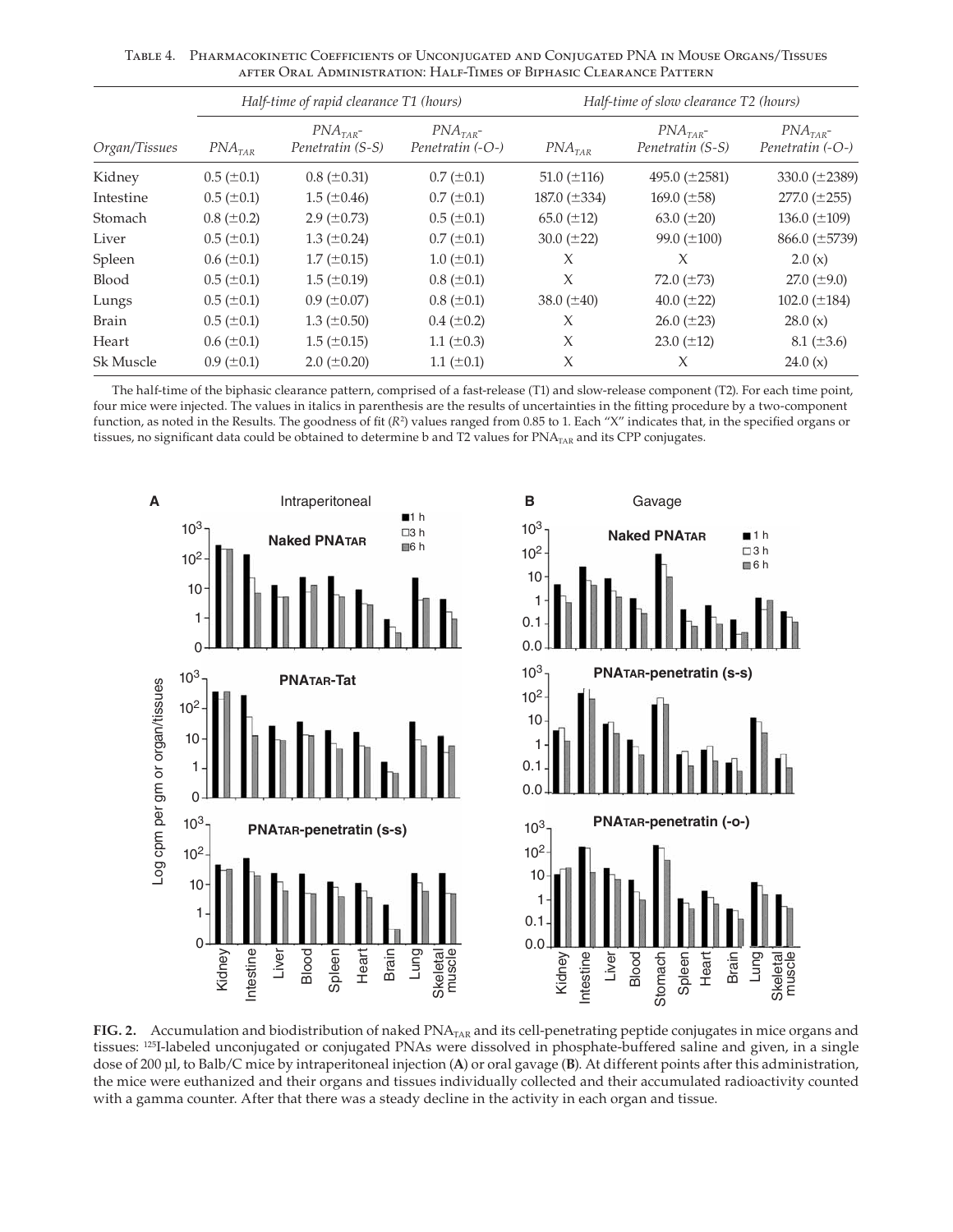Table 4. Pharmacokinetic Coefficients of Unconjugated and Conjugated PNA in Mouse Organs/Tissues after Oral Administration: Half-Times of Biphasic Clearance Pattern

| | Half-time of rapid clearance T1 (hours) | | | Half-time of slow clearance T2 (hours) | | |
|---|---|---|---|---|---|---|
| Organ/Tissues | $PNA_{TAR}$ | $PNA_{TAR}$-Penetratin (S-S) | $PNA_{TAR}$-Penetratin (-O-) | $PNA_{TAR}$ | $PNA_{TAR}$-Penetratin (S-S) | $PNA_{TAR}$-Penetratin (-O-) |
| Kidney | 0.5 (±0.1) | 0.8 (±0.31) | 0.7 (±0.1) | 51.0 (±116) | 495.0 (±2581) | 330.0 (±2389) |
| Intestine | 0.5 (±0.1) | 1.5 (±0.46) | 0.7 (±0.1) | 187.0 (±334) | 169.0 (±58) | 277.0 (±255) |
| Stomach | 0.8 (±0.2) | 2.9 (±0.73) | 0.5 (±0.1) | 65.0 (±12) | 63.0 (±20) | 136.0 (±109) |
| Liver | 0.5 (±0.1) | 1.3 (±0.24) | 0.7 (±0.1) | 30.0 (±22) | 99.0 (±100) | 866.0 (±5739) |
| Spleen | 0.6 (±0.1) | 1.7 (±0.15) | 1.0 (±0.1) | X | X | 2.0 (x) |
| Blood | 0.5 (±0.1) | 1.5 (±0.19) | 0.8 (±0.1) | X | 72.0 (±73) | 27.0 (±9.0) |
| Lungs | 0.5 (±0.1) | 0.9 (±0.07) | 0.8 (±0.1) | 38.0 (±40) | 40.0 (±22) | 102.0 (±184) |
| Brain | 0.5 (±0.1) | 1.3 (±0.50) | 0.4 (±0.2) | X | 26.0 (±23) | 28.0 (x) |
| Heart | 0.6 (±0.1) | 1.5 (±0.15) | 1.1 (±0.3) | X | 23.0 (±12) | 8.1 (±3.6) |
| Sk Muscle | 0.9 (±0.1) | 2.0 (±0.20) | 1.1 (±0.1) | X | X | 24.0 (x) |

The half-time of the biphasic clearance pattern, comprised of a fast-release (T1) and slow-release component (T2). For each time point, four mice were injected. The values in italics in parenthesis are the results of uncertainties in the fitting procedure by a two-component function, as noted in the Results. The goodness of fit ($R^2$) values ranged from 0.85 to 1. Each "X" indicates that, in the specified organs or tissues, no significant data could be obtained to determine b and T2 values for $PNA_{TAR}$ and its CPP conjugates.

**FIG. 2.** Accumulation and biodistribution of naked $PNA_{TAR}$ and its cell-penetrating peptide conjugates in mice organs and tissues: $^{125}$I-labeled unconjugated or conjugated PNAs were dissolved in phosphate-buffered saline and given, in a single dose of 200 µl, to Balb/C mice by intraperitoneal injection (**A**) or oral gavage (**B**). At different points after this administration, the mice were euthanized and their organs and tissues individually collected and their accumulated radioactivity counted with a gamma counter. After that there was a steady decline in the activity in each organ and tissue.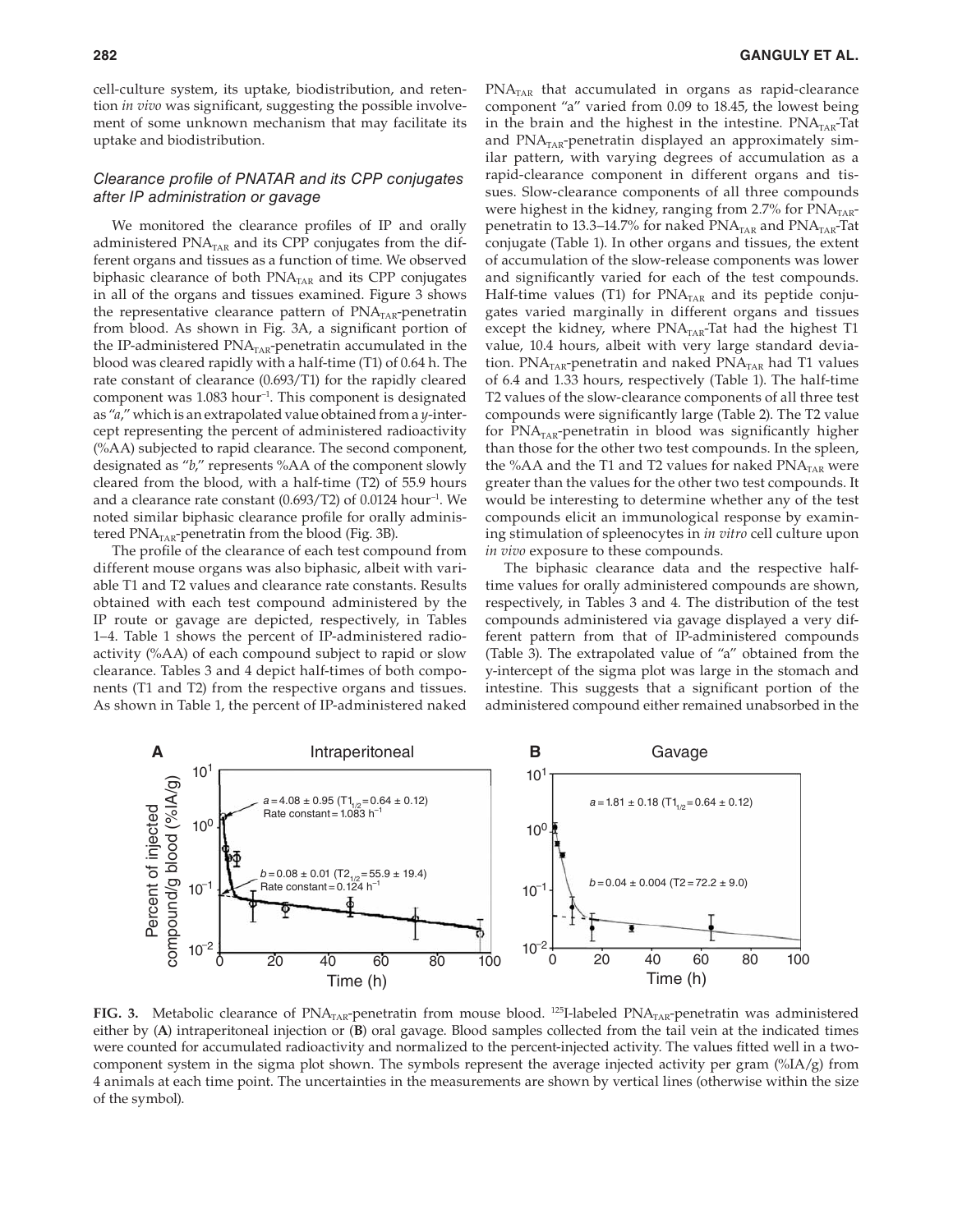cell-culture system, its uptake, biodistribution, and retention *in vivo* was significant, suggesting the possible involvement of some unknown mechanism that may facilitate its uptake and biodistribution.

### *Clearance profile of PNATAR and its CPP conjugates after IP administration or gavage*

We monitored the clearance profiles of IP and orally administered $PNA_{TAR}$ and its CPP conjugates from the different organs and tissues as a function of time. We observed biphasic clearance of both $PNA_{TAR}$ and its CPP conjugates in all of the organs and tissues examined. Figure 3 shows the representative clearance pattern of $PNA_{TAR}$-penetratin from blood. As shown in Fig. 3A, a significant portion of the IP-administered $PNA_{TAR}$-penetratin accumulated in the blood was cleared rapidly with a half-time (T1) of 0.64 h. The rate constant of clearance (0.693/T1) for the rapidly cleared component was 1.083 hour$^{-1}$. This component is designated as "*a*," which is an extrapolated value obtained from a *y*-intercept representing the percent of administered radioactivity (%AA) subjected to rapid clearance. The second component, designated as "*b*," represents %AA of the component slowly cleared from the blood, with a half-time (T2) of 55.9 hours and a clearance rate constant (0.693/T2) of 0.0124 hour$^{-1}$. We noted similar biphasic clearance profile for orally administered $PNA_{TAR}$-penetratin from the blood (Fig. 3B).

The profile of the clearance of each test compound from different mouse organs was also biphasic, albeit with variable T1 and T2 values and clearance rate constants. Results obtained with each test compound administered by the IP route or gavage are depicted, respectively, in Tables 1–4. Table 1 shows the percent of IP-administered radioactivity (%AA) of each compound subject to rapid or slow clearance. Tables 3 and 4 depict half-times of both components (T1 and T2) from the respective organs and tissues. As shown in Table 1, the percent of IP-administered naked $PNA_{TAR}$ that accumulated in organs as rapid-clearance component "a" varied from 0.09 to 18.45, the lowest being in the brain and the highest in the intestine. $PNA_{TAR}$-Tat and $PNA_{TAR}$-penetratin displayed an approximately similar pattern, with varying degrees of accumulation as a rapid-clearance component in different organs and tissues. Slow-clearance components of all three compounds were highest in the kidney, ranging from 2.7% for $PNA_{TAR}$-penetratin to 13.3–14.7% for naked $PNA_{TAR}$ and $PNA_{TAR}$-Tat conjugate (Table 1). In other organs and tissues, the extent of accumulation of the slow-release components was lower and significantly varied for each of the test compounds. Half-time values (T1) for $PNA_{TAR}$ and its peptide conjugates varied marginally in different organs and tissues except the kidney, where $PNA_{TAR}$-Tat had the highest T1 value, 10.4 hours, albeit with very large standard deviation. $PNA_{TAR}$-penetratin and naked $PNA_{TAR}$ had T1 values of 6.4 and 1.33 hours, respectively (Table 1). The half-time T2 values of the slow-clearance components of all three test compounds were significantly large (Table 2). The T2 value for $PNA_{TAR}$-penetratin in blood was significantly higher than those for the other two test compounds. In the spleen, the %AA and the T1 and T2 values for naked $PNA_{TAR}$ were greater than the values for the other two test compounds. It would be interesting to determine whether any of the test compounds elicit an immunological response by examining stimulation of spleenocytes in *in vitro* cell culture upon *in vivo* exposure to these compounds.

The biphasic clearance data and the respective half-time values for orally administered compounds are shown, respectively, in Tables 3 and 4. The distribution of the test compounds administered via gavage displayed a very different pattern from that of IP-administered compounds (Table 3). The extrapolated value of "a" obtained from the y-intercept of the sigma plot was large in the stomach and intestine. This suggests that a significant portion of the administered compound either remained unabsorbed in the

**FIG. 3.** Metabolic clearance of $PNA_{TAR}$-penetratin from mouse blood. $^{125}$I-labeled $PNA_{TAR}$-penetratin was administered either by (**A**) intraperitoneal injection or (**B**) oral gavage. Blood samples collected from the tail vein at the indicated times were counted for accumulated radioactivity and normalized to the percent-injected activity. The values fitted well in a two-component system in the sigma plot shown. The symbols represent the average injected activity per gram (%IA/g) from 4 animals at each time point. The uncertainties in the measurements are shown by vertical lines (otherwise within the size of the symbol).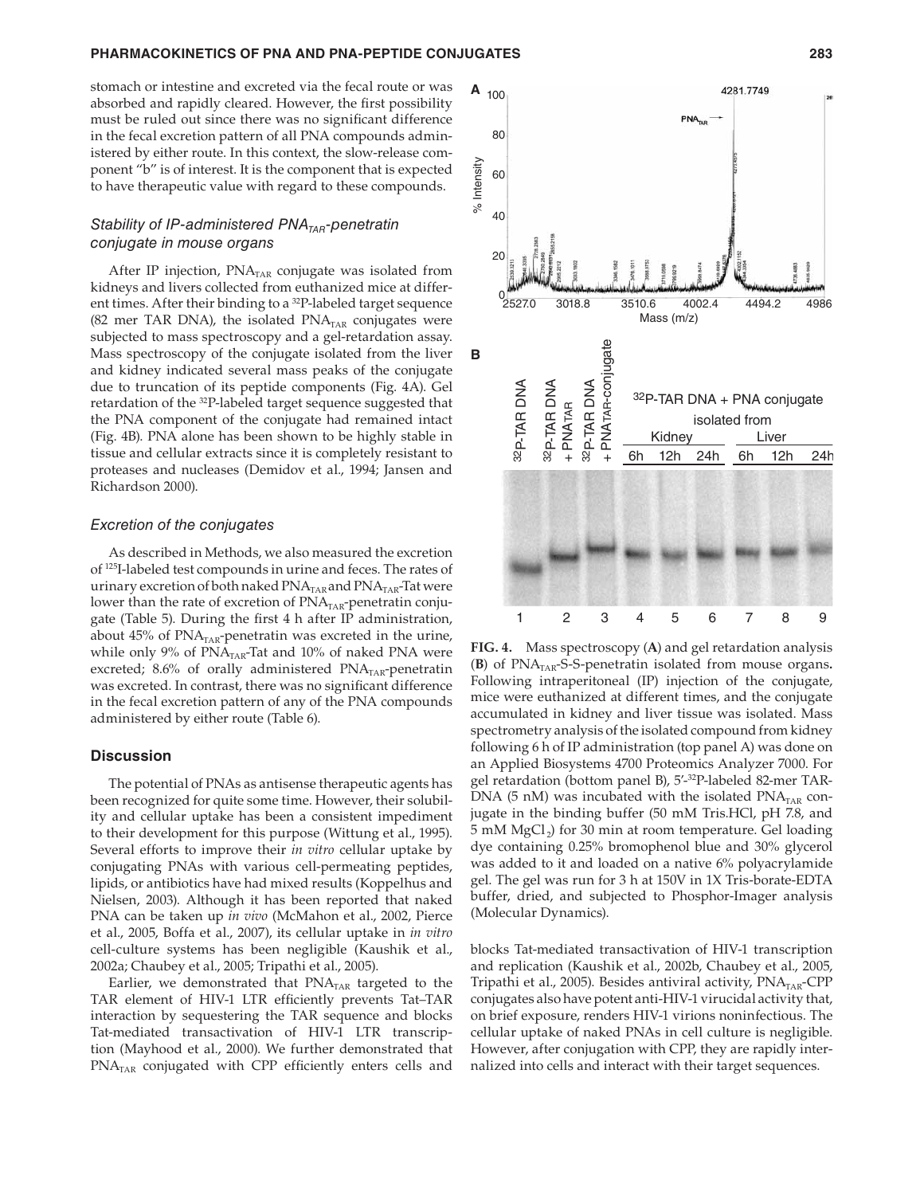stomach or intestine and excreted via the fecal route or was absorbed and rapidly cleared. However, the first possibility must be ruled out since there was no significant difference in the fecal excretion pattern of all PNA compounds administered by either route. In this context, the slow-release component "b" is of interest. It is the component that is expected to have therapeutic value with regard to these compounds.

### *Stability of IP-administered $PNA_{TAR}$-penetratin conjugate in mouse organs*

After IP injection, $PNA_{TAR}$ conjugate was isolated from kidneys and livers collected from euthanized mice at different times. After their binding to a $^{32}P$-labeled target sequence (82 mer TAR DNA), the isolated $PNA_{TAR}$ conjugates were subjected to mass spectroscopy and a gel-retardation assay. Mass spectroscopy of the conjugate isolated from the liver and kidney indicated several mass peaks of the conjugate due to truncation of its peptide components (Fig. 4A). Gel retardation of the $^{32}P$-labeled target sequence suggested that the PNA component of the conjugate had remained intact (Fig. 4B). PNA alone has been shown to be highly stable in tissue and cellular extracts since it is completely resistant to proteases and nucleases (Demidov et al., 1994; Jansen and Richardson 2000).

### *Excretion of the conjugates*

As described in Methods, we also measured the excretion of $^{125}I$-labeled test compounds in urine and feces. The rates of urinary excretion of both naked $PNA_{TAR}$ and $PNA_{TAR}$-Tat were lower than the rate of excretion of $PNA_{TAR}$-penetratin conjugate (Table 5). During the first 4 h after IP administration, about 45% of $PNA_{TAR}$-penetratin was excreted in the urine, while only 9% of $PNA_{TAR}$-Tat and 10% of naked PNA were excreted; 8.6% of orally administered $PNA_{TAR}$-penetratin was excreted. In contrast, there was no significant difference in the fecal excretion pattern of any of the PNA compounds administered by either route (Table 6).

## Discussion

The potential of PNAs as antisense therapeutic agents has been recognized for quite some time. However, their solubility and cellular uptake has been a consistent impediment to their development for this purpose (Wittung et al., 1995). Several efforts to improve their *in vitro* cellular uptake by conjugating PNAs with various cell-permeating peptides, lipids, or antibiotics have had mixed results (Koppelhus and Nielsen, 2003). Although it has been reported that naked PNA can be taken up *in vivo* (McMahon et al., 2002, Pierce et al., 2005, Boffa et al., 2007), its cellular uptake in *in vitro* cell-culture systems has been negligible (Kaushik et al., 2002a; Chaubey et al., 2005; Tripathi et al., 2005).

Earlier, we demonstrated that $PNA_{TAR}$ targeted to the TAR element of HIV-1 LTR efficiently prevents Tat–TAR interaction by sequestering the TAR sequence and blocks Tat-mediated transactivation of HIV-1 LTR transcription (Mayhood et al., 2000). We further demonstrated that $PNA_{TAR}$ conjugated with CPP efficiently enters cells and blocks Tat-mediated transactivation of HIV-1 transcription and replication (Kaushik et al., 2002b, Chaubey et al., 2005, Tripathi et al., 2005). Besides antiviral activity, $PNA_{TAR}$-CPP conjugates also have potent anti-HIV-1 virucidal activity that, on brief exposure, renders HIV-1 virions noninfectious. The cellular uptake of naked PNAs in cell culture is negligible. However, after conjugation with CPP, they are rapidly internalized into cells and interact with their target sequences.

**FIG. 4.** Mass spectroscopy (**A**) and gel retardation analysis (**B**) of $PNA_{TAR}$-S-S-penetratin isolated from mouse organs. Following intraperitoneal (IP) injection of the conjugate, mice were euthanized at different times, and the conjugate accumulated in kidney and liver tissue was isolated. Mass spectrometry analysis of the isolated compound from kidney following 6 h of IP administration (top panel A) was done on an Applied Biosystems 4700 Proteomics Analyzer 7000. For gel retardation (bottom panel B), 5′-$^{32}P$-labeled 82-mer TAR-DNA (5 nM) was incubated with the isolated $PNA_{TAR}$ conjugate in the binding buffer (50 mM Tris.HCl, pH 7.8, and 5 mM $MgCl_2$) for 30 min at room temperature. Gel loading dye containing 0.25% bromophenol blue and 30% glycerol was added to it and loaded on a native 6% polyacrylamide gel. The gel was run for 3 h at 150V in 1X Tris-borate-EDTA buffer, dried, and subjected to Phosphor-Imager analysis (Molecular Dynamics).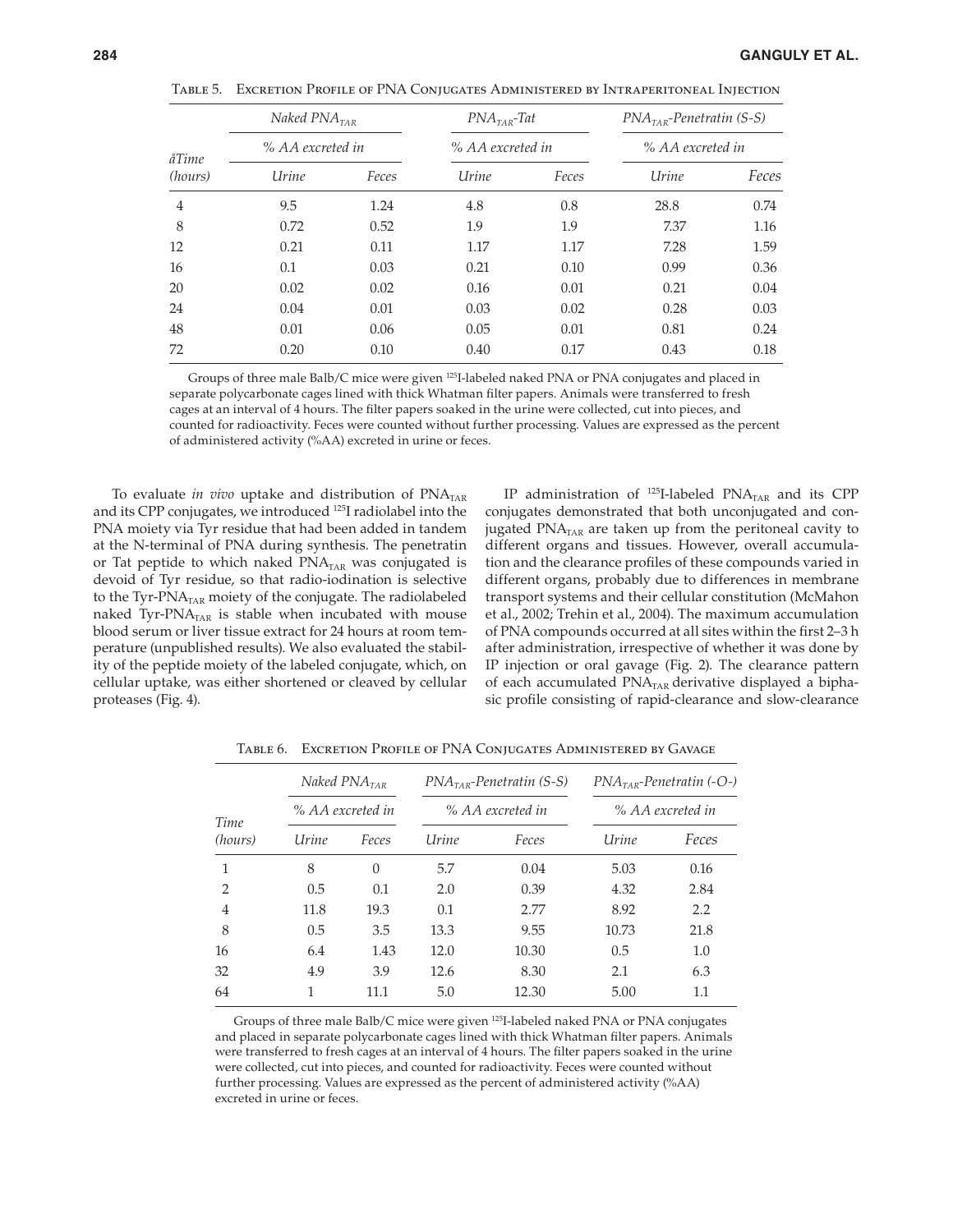Table 5. Excretion Profile of PNA Conjugates Administered by Intraperitoneal Injection

| åTime (hours) | Naked $PNA_{TAR}$ | | $PNA_{TAR}$-Tat | | $PNA_{TAR}$-Penetratin (S-S) | |
|---|---|---|---|---|---|---|
| | % AA excreted in | | % AA excreted in | | % AA excreted in | |
| | Urine | Feces | Urine | Feces | Urine | Feces |
| 4 | 9.5 | 1.24 | 4.8 | 0.8 | 28.8 | 0.74 |
| 8 | 0.72 | 0.52 | 1.9 | 1.9 | 7.37 | 1.16 |
| 12 | 0.21 | 0.11 | 1.17 | 1.17 | 7.28 | 1.59 |
| 16 | 0.1 | 0.03 | 0.21 | 0.10 | 0.99 | 0.36 |
| 20 | 0.02 | 0.02 | 0.16 | 0.01 | 0.21 | 0.04 |
| 24 | 0.04 | 0.01 | 0.03 | 0.02 | 0.28 | 0.03 |
| 48 | 0.01 | 0.06 | 0.05 | 0.01 | 0.81 | 0.24 |
| 72 | 0.20 | 0.10 | 0.40 | 0.17 | 0.43 | 0.18 |

Groups of three male Balb/C mice were given $^{125}$I-labeled naked PNA or PNA conjugates and placed in separate polycarbonate cages lined with thick Whatman filter papers. Animals were transferred to fresh cages at an interval of 4 hours. The filter papers soaked in the urine were collected, cut into pieces, and counted for radioactivity. Feces were counted without further processing. Values are expressed as the percent of administered activity (%AA) excreted in urine or feces.

To evaluate *in vivo* uptake and distribution of $PNA_{TAR}$ and its CPP conjugates, we introduced $^{125}$I radiolabel into the PNA moiety via Tyr residue that had been added in tandem at the N-terminal of PNA during synthesis. The penetratin or Tat peptide to which naked $PNA_{TAR}$ was conjugated is devoid of Tyr residue, so that radio-iodination is selective to the Tyr-$PNA_{TAR}$ moiety of the conjugate. The radiolabeled naked Tyr-$PNA_{TAR}$ is stable when incubated with mouse blood serum or liver tissue extract for 24 hours at room temperature (unpublished results). We also evaluated the stability of the peptide moiety of the labeled conjugate, which, on cellular uptake, was either shortened or cleaved by cellular proteases (Fig. 4).

IP administration of $^{125}$I-labeled $PNA_{TAR}$ and its CPP conjugates demonstrated that both unconjugated and conjugated $PNA_{TAR}$ are taken up from the peritoneal cavity to different organs and tissues. However, overall accumulation and the clearance profiles of these compounds varied in different organs, probably due to differences in membrane transport systems and their cellular constitution (McMahon et al., 2002; Trehin et al., 2004). The maximum accumulation of PNA compounds occurred at all sites within the first 2–3 h after administration, irrespective of whether it was done by IP injection or oral gavage (Fig. 2). The clearance pattern of each accumulated $PNA_{TAR}$ derivative displayed a biphasic profile consisting of rapid-clearance and slow-clearance

Table 6. Excretion Profile of PNA Conjugates Administered by Gavage

| Time (hours) | Naked $PNA_{TAR}$ | | $PNA_{TAR}$-Penetratin (S-S) | | $PNA_{TAR}$-Penetratin (-O-) | |
|---|---|---|---|---|---|---|
| | % AA excreted in | | % AA excreted in | | % AA excreted in | |
| | Urine | Feces | Urine | Feces | Urine | Feces |
| 1 | 8 | 0 | 5.7 | 0.04 | 5.03 | 0.16 |
| 2 | 0.5 | 0.1 | 2.0 | 0.39 | 4.32 | 2.84 |
| 4 | 11.8 | 19.3 | 0.1 | 2.77 | 8.92 | 2.2 |
| 8 | 0.5 | 3.5 | 13.3 | 9.55 | 10.73 | 21.8 |
| 16 | 6.4 | 1.43 | 12.0 | 10.30 | 0.5 | 1.0 |
| 32 | 4.9 | 3.9 | 12.6 | 8.30 | 2.1 | 6.3 |
| 64 | 1 | 11.1 | 5.0 | 12.30 | 5.00 | 1.1 |

Groups of three male Balb/C mice were given $^{125}$I-labeled naked PNA or PNA conjugates and placed in separate polycarbonate cages lined with thick Whatman filter papers. Animals were transferred to fresh cages at an interval of 4 hours. The filter papers soaked in the urine were collected, cut into pieces, and counted for radioactivity. Feces were counted without further processing. Values are expressed as the percent of administered activity (%AA) excreted in urine or feces.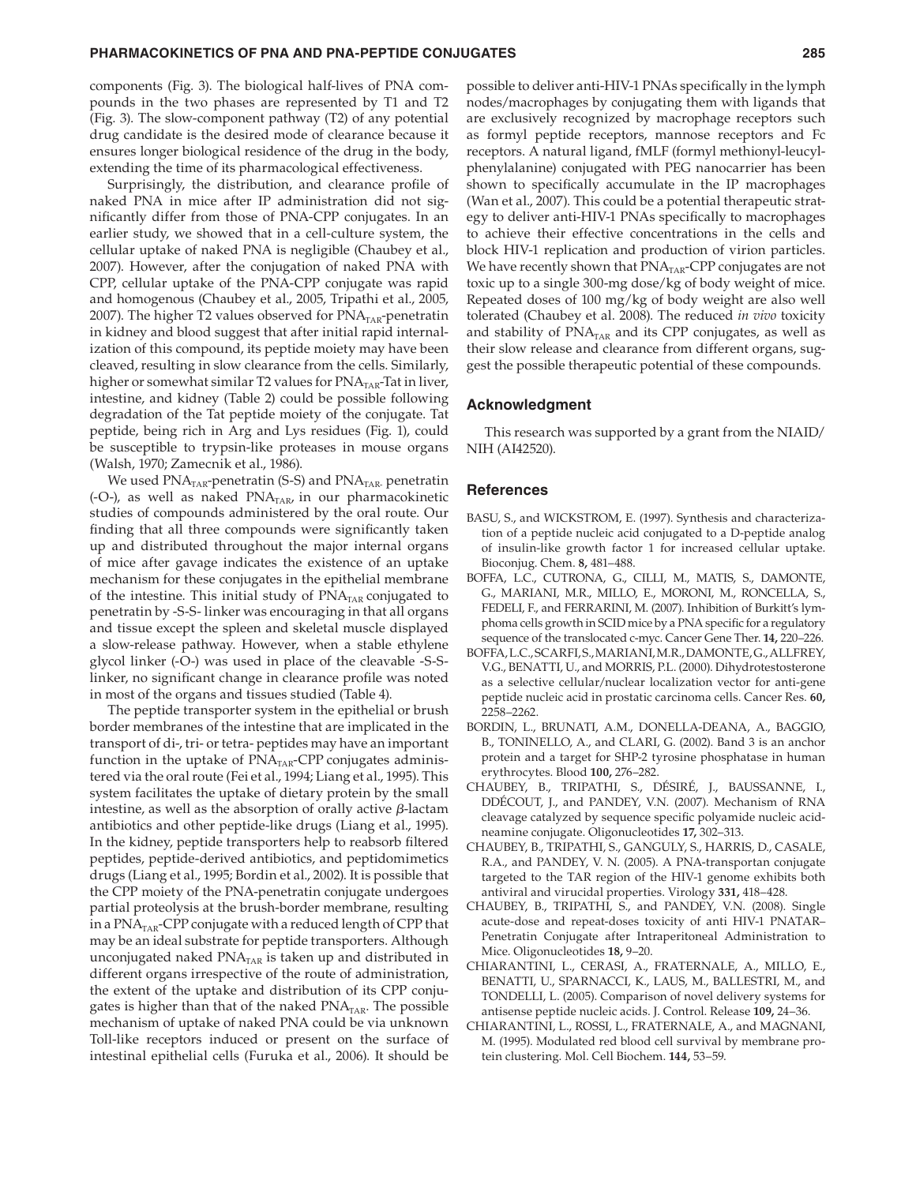components (Fig. 3). The biological half-lives of PNA compounds in the two phases are represented by T1 and T2 (Fig. 3). The slow-component pathway (T2) of any potential drug candidate is the desired mode of clearance because it ensures longer biological residence of the drug in the body, extending the time of its pharmacological effectiveness.

Surprisingly, the distribution, and clearance profile of naked PNA in mice after IP administration did not significantly differ from those of PNA-CPP conjugates. In an earlier study, we showed that in a cell-culture system, the cellular uptake of naked PNA is negligible (Chaubey et al., 2007). However, after the conjugation of naked PNA with CPP, cellular uptake of the PNA-CPP conjugate was rapid and homogenous (Chaubey et al., 2005, Tripathi et al., 2005, 2007). The higher T2 values observed for $PNA_{TAR}$-penetratin in kidney and blood suggest that after initial rapid internalization of this compound, its peptide moiety may have been cleaved, resulting in slow clearance from the cells. Similarly, higher or somewhat similar T2 values for $PNA_{TAR}$-Tat in liver, intestine, and kidney (Table 2) could be possible following degradation of the Tat peptide moiety of the conjugate. Tat peptide, being rich in Arg and Lys residues (Fig. 1), could be susceptible to trypsin-like proteases in mouse organs (Walsh, 1970; Zamecnik et al., 1986).

We used $PNA_{TAR}$-penetratin (S-S) and $PNA_{TAR-}$ penetratin (-O-), as well as naked $PNA_{TAR}$, in our pharmacokinetic studies of compounds administered by the oral route. Our finding that all three compounds were significantly taken up and distributed throughout the major internal organs of mice after gavage indicates the existence of an uptake mechanism for these conjugates in the epithelial membrane of the intestine. This initial study of $PNA_{TAR}$ conjugated to penetratin by -S-S- linker was encouraging in that all organs and tissue except the spleen and skeletal muscle displayed a slow-release pathway. However, when a stable ethylene glycol linker (-O-) was used in place of the cleavable -S-S-linker, no significant change in clearance profile was noted in most of the organs and tissues studied (Table 4).

The peptide transporter system in the epithelial or brush border membranes of the intestine that are implicated in the transport of di-, tri- or tetra- peptides may have an important function in the uptake of $PNA_{TAR}$-CPP conjugates administered via the oral route (Fei et al., 1994; Liang et al., 1995). This system facilitates the uptake of dietary protein by the small intestine, as well as the absorption of orally active $\beta$-lactam antibiotics and other peptide-like drugs (Liang et al., 1995). In the kidney, peptide transporters help to reabsorb filtered peptides, peptide-derived antibiotics, and peptidomimetics drugs (Liang et al., 1995; Bordin et al., 2002). It is possible that the CPP moiety of the PNA-penetratin conjugate undergoes partial proteolysis at the brush-border membrane, resulting in a $PNA_{TAR}$-CPP conjugate with a reduced length of CPP that may be an ideal substrate for peptide transporters. Although unconjugated naked $PNA_{TAR}$ is taken up and distributed in different organs irrespective of the route of administration, the extent of the uptake and distribution of its CPP conjugates is higher than that of the naked $PNA_{TAR}$. The possible mechanism of uptake of naked PNA could be via unknown Toll-like receptors induced or present on the surface of intestinal epithelial cells (Furuka et al., 2006). It should be possible to deliver anti-HIV-1 PNAs specifically in the lymph nodes/macrophages by conjugating them with ligands that are exclusively recognized by macrophage receptors such as formyl peptide receptors, mannose receptors and Fc receptors. A natural ligand, fMLF (formyl methionyl-leucylphenylalanine) conjugated with PEG nanocarrier has been shown to specifically accumulate in the IP macrophages (Wan et al., 2007). This could be a potential therapeutic strategy to deliver anti-HIV-1 PNAs specifically to macrophages to achieve their effective concentrations in the cells and block HIV-1 replication and production of virion particles. We have recently shown that $PNA_{TAR}$-CPP conjugates are not toxic up to a single 300-mg dose/kg of body weight of mice. Repeated doses of 100 mg/kg of body weight are also well tolerated (Chaubey et al. 2008). The reduced *in vivo* toxicity and stability of $PNA_{TAR}$ and its CPP conjugates, as well as their slow release and clearance from different organs, suggest the possible therapeutic potential of these compounds.

## Acknowledgment

This research was supported by a grant from the NIAID/NIH (AI42520).

## References

BASU, S., and WICKSTROM, E. (1997). Synthesis and characterization of a peptide nucleic acid conjugated to a D-peptide analog of insulin-like growth factor 1 for increased cellular uptake. Bioconjug. Chem. **8,** 481–488.

BOFFA, L.C., CUTRONA, G., CILLI, M., MATIS, S., DAMONTE, G., MARIANI, M.R., MILLO, E., MORONI, M., RONCELLA, S., FEDELI, F., and FERRARINI, M. (2007). Inhibition of Burkitt's lymphoma cells growth in SCID mice by a PNA specific for a regulatory sequence of the translocated c-myc. Cancer Gene Ther. **14,** 220–226.

BOFFA, L.C., SCARFI, S., MARIANI, M.R., DAMONTE, G., ALLFREY, V.G., BENATTI, U., and MORRIS, P.L. (2000). Dihydrotestosterone as a selective cellular/nuclear localization vector for anti-gene peptide nucleic acid in prostatic carcinoma cells. Cancer Res. **60,** 2258–2262.

BORDIN, L., BRUNATI, A.M., DONELLA-DEANA, A., BAGGIO, B., TONINELLO, A., and CLARI, G. (2002). Band 3 is an anchor protein and a target for SHP-2 tyrosine phosphatase in human erythrocytes. Blood **100,** 276–282.

CHAUBEY, B., TRIPATHI, S., DÉSIRÉ, J., BAUSSANNE, I., DDÉCOUT, J., and PANDEY, V.N. (2007). Mechanism of RNA cleavage catalyzed by sequence specific polyamide nucleic acid-neamine conjugate. Oligonucleotides **17,** 302–313.

CHAUBEY, B., TRIPATHI, S., GANGULY, S., HARRIS, D., CASALE, R.A., and PANDEY, V. N. (2005). A PNA-transportan conjugate targeted to the TAR region of the HIV-1 genome exhibits both antiviral and virucidal properties. Virology **331,** 418–428.

CHAUBEY, B., TRIPATHI, S., and PANDEY, V.N. (2008). Single acute-dose and repeat-doses toxicity of anti HIV-1 PNATAR–Penetratin Conjugate after Intraperitoneal Administration to Mice. Oligonucleotides **18,** 9–20.

CHIARANTINI, L., CERASI, A., FRATERNALE, A., MILLO, E., BENATTI, U., SPARNACCI, K., LAUS, M., BALLESTRI, M., and TONDELLI, L. (2005). Comparison of novel delivery systems for antisense peptide nucleic acids. J. Control. Release **109,** 24–36.

CHIARANTINI, L., ROSSI, L., FRATERNALE, A., and MAGNANI, M. (1995). Modulated red blood cell survival by membrane protein clustering. Mol. Cell Biochem. **144,** 53–59.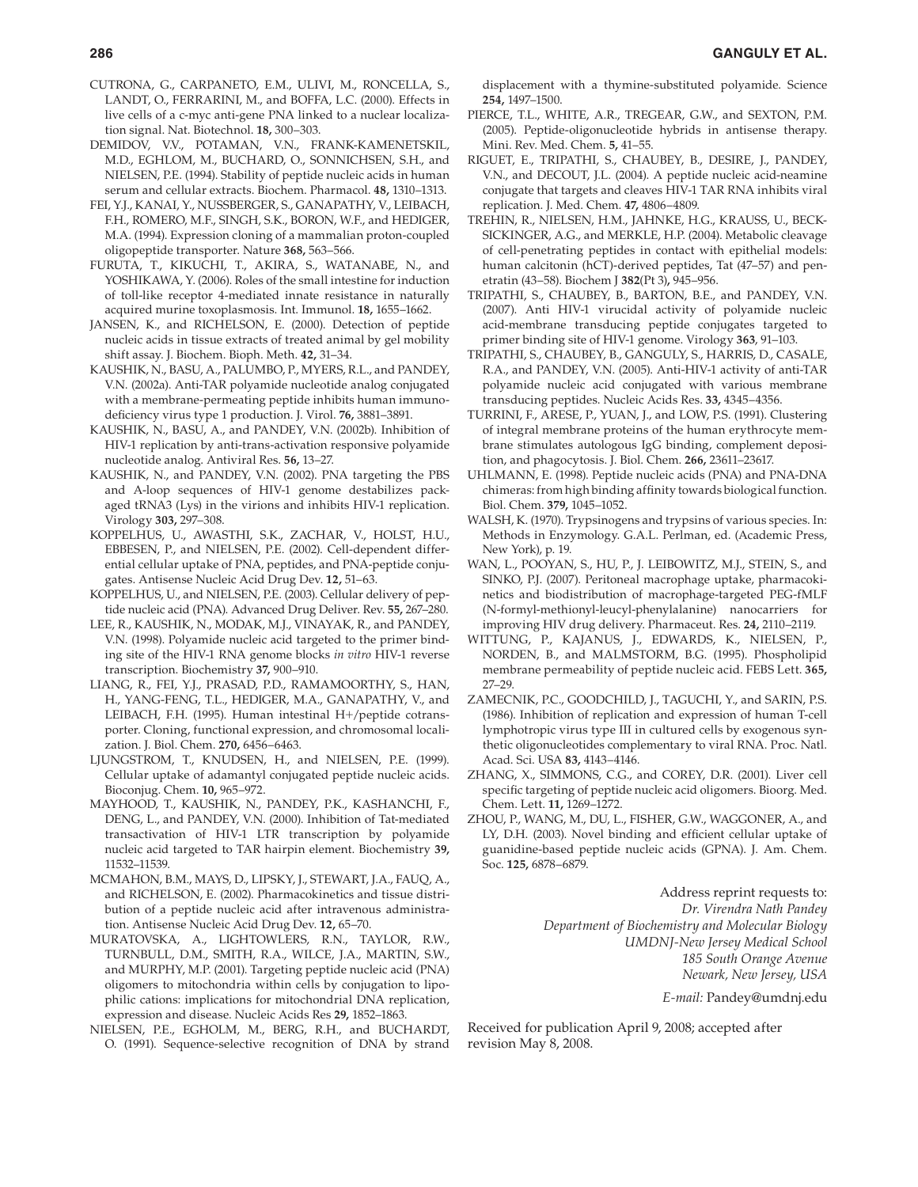CUTRONA, G., CARPANETO, E.M., ULIVI, M., RONCELLA, S., LANDT, O., FERRARINI, M., and BOFFA, L.C. (2000). Effects in live cells of a c-myc anti-gene PNA linked to a nuclear localization signal. Nat. Biotechnol. **18,** 300–303.

DEMIDOV, V.V., POTAMAN, V.N., FRANK-KAMENETSKIL, M.D., EGHLOM, M., BUCHARD, O., SONNICHSEN, S.H., and NIELSEN, P.E. (1994). Stability of peptide nucleic acids in human serum and cellular extracts. Biochem. Pharmacol. **48,** 1310–1313.

FEI, Y.J., KANAI, Y., NUSSBERGER, S., GANAPATHY, V., LEIBACH, F.H., ROMERO, M.F., SINGH, S.K., BORON, W.F., and HEDIGER, M.A. (1994). Expression cloning of a mammalian proton-coupled oligopeptide transporter. Nature **368,** 563–566.

FURUTA, T., KIKUCHI, T., AKIRA, S., WATANABE, N., and YOSHIKAWA, Y. (2006). Roles of the small intestine for induction of toll-like receptor 4-mediated innate resistance in naturally acquired murine toxoplasmosis. Int. Immunol. **18,** 1655–1662.

JANSEN, K., and RICHELSON, E. (2000). Detection of peptide nucleic acids in tissue extracts of treated animal by gel mobility shift assay. J. Biochem. Bioph. Meth. **42,** 31–34.

KAUSHIK, N., BASU, A., PALUMBO, P., MYERS, R.L., and PANDEY, V.N. (2002a). Anti-TAR polyamide nucleotide analog conjugated with a membrane-permeating peptide inhibits human immunodeficiency virus type 1 production. J. Virol. **76,** 3881–3891.

KAUSHIK, N., BASU, A., and PANDEY, V.N. (2002b). Inhibition of HIV-1 replication by anti-trans-activation responsive polyamide nucleotide analog. Antiviral Res. **56,** 13–27.

KAUSHIK, N., and PANDEY, V.N. (2002). PNA targeting the PBS and A-loop sequences of HIV-1 genome destabilizes packaged tRNA3 (Lys) in the virions and inhibits HIV-1 replication. Virology **303,** 297–308.

KOPPELHUS, U., AWASTHI, S.K., ZACHAR, V., HOLST, H.U., EBBESEN, P., and NIELSEN, P.E. (2002). Cell-dependent differential cellular uptake of PNA, peptides, and PNA-peptide conjugates. Antisense Nucleic Acid Drug Dev. **12,** 51–63.

KOPPELHUS, U., and NIELSEN, P.E. (2003). Cellular delivery of peptide nucleic acid (PNA). Advanced Drug Deliver. Rev. **55,** 267–280.

LEE, R., KAUSHIK, N., MODAK, M.J., VINAYAK, R., and PANDEY, V.N. (1998). Polyamide nucleic acid targeted to the primer binding site of the HIV-1 RNA genome blocks *in vitro* HIV-1 reverse transcription. Biochemistry **37,** 900–910.

LIANG, R., FEI, Y.J., PRASAD, P.D., RAMAMOORTHY, S., HAN, H., YANG-FENG, T.L., HEDIGER, M.A., GANAPATHY, V., and LEIBACH, F.H. (1995). Human intestinal H+/peptide cotransporter. Cloning, functional expression, and chromosomal localization. J. Biol. Chem. **270,** 6456–6463.

LJUNGSTROM, T., KNUDSEN, H., and NIELSEN, P.E. (1999). Cellular uptake of adamantyl conjugated peptide nucleic acids. Bioconjug. Chem. **10,** 965–972.

MAYHOOD, T., KAUSHIK, N., PANDEY, P.K., KASHANCHI, F., DENG, L., and PANDEY, V.N. (2000). Inhibition of Tat-mediated transactivation of HIV-1 LTR transcription by polyamide nucleic acid targeted to TAR hairpin element. Biochemistry **39,** 11532–11539.

MCMAHON, B.M., MAYS, D., LIPSKY, J., STEWART, J.A., FAUQ, A., and RICHELSON, E. (2002). Pharmacokinetics and tissue distribution of a peptide nucleic acid after intravenous administration. Antisense Nucleic Acid Drug Dev. **12,** 65–70.

MURATOVSKA, A., LIGHTOWLERS, R.N., TAYLOR, R.W., TURNBULL, D.M., SMITH, R.A., WILCE, J.A., MARTIN, S.W., and MURPHY, M.P. (2001). Targeting peptide nucleic acid (PNA) oligomers to mitochondria within cells by conjugation to lipophilic cations: implications for mitochondrial DNA replication, expression and disease. Nucleic Acids Res **29,** 1852–1863.

NIELSEN, P.E., EGHOLM, M., BERG, R.H., and BUCHARDT, O. (1991). Sequence-selective recognition of DNA by strand displacement with a thymine-substituted polyamide. Science **254,** 1497–1500.

PIERCE, T.L., WHITE, A.R., TREGEAR, G.W., and SEXTON, P.M. (2005). Peptide-oligonucleotide hybrids in antisense therapy. Mini. Rev. Med. Chem. **5,** 41–55.

RIGUET, E., TRIPATHI, S., CHAUBEY, B., DESIRE, J., PANDEY, V.N., and DECOUT, J.L. (2004). A peptide nucleic acid-neamine conjugate that targets and cleaves HIV-1 TAR RNA inhibits viral replication. J. Med. Chem. **47,** 4806–4809.

TREHIN, R., NIELSEN, H.M., JAHNKE, H.G., KRAUSS, U., BECK-SICKINGER, A.G., and MERKLE, H.P. (2004). Metabolic cleavage of cell-penetrating peptides in contact with epithelial models: human calcitonin (hCT)-derived peptides, Tat (47–57) and penetratin (43–58). Biochem J **382**(Pt 3)**,** 945–956.

TRIPATHI, S., CHAUBEY, B., BARTON, B.E., and PANDEY, V.N. (2007). Anti HIV-1 virucidal activity of polyamide nucleic acid-membrane transducing peptide conjugates targeted to primer binding site of HIV-1 genome. Virology **363,** 91–103.

TRIPATHI, S., CHAUBEY, B., GANGULY, S., HARRIS, D., CASALE, R.A., and PANDEY, V.N. (2005). Anti-HIV-1 activity of anti-TAR polyamide nucleic acid conjugated with various membrane transducing peptides. Nucleic Acids Res. **33,** 4345–4356.

TURRINI, F., ARESE, P., YUAN, J., and LOW, P.S. (1991). Clustering of integral membrane proteins of the human erythrocyte membrane stimulates autologous IgG binding, complement deposition, and phagocytosis. J. Biol. Chem. **266,** 23611–23617.

UHLMANN, E. (1998). Peptide nucleic acids (PNA) and PNA-DNA chimeras: from high binding affinity towards biological function. Biol. Chem. **379,** 1045–1052.

WALSH, K. (1970). Trypsinogens and trypsins of various species. In: Methods in Enzymology. G.A.L. Perlman, ed. (Academic Press, New York), p. 19.

WAN, L., POOYAN, S., HU, P., J. LEIBOWITZ, M.J., STEIN, S., and SINKO, P.J. (2007). Peritoneal macrophage uptake, pharmacokinetics and biodistribution of macrophage-targeted PEG-fMLF (N-formyl-methionyl-leucyl-phenylalanine) nanocarriers for improving HIV drug delivery. Pharmaceut. Res. **24,** 2110–2119.

WITTUNG, P., KAJANUS, J., EDWARDS, K., NIELSEN, P., NORDEN, B., and MALMSTORM, B.G. (1995). Phospholipid membrane permeability of peptide nucleic acid. FEBS Lett. **365,** 27–29.

ZAMECNIK, P.C., GOODCHILD, J., TAGUCHI, Y., and SARIN, P.S. (1986). Inhibition of replication and expression of human T-cell lymphotropic virus type III in cultured cells by exogenous synthetic oligonucleotides complementary to viral RNA. Proc. Natl. Acad. Sci. USA **83,** 4143–4146.

ZHANG, X., SIMMONS, C.G., and COREY, D.R. (2001). Liver cell specific targeting of peptide nucleic acid oligomers. Bioorg. Med. Chem. Lett. **11,** 1269–1272.

ZHOU, P., WANG, M., DU, L., FISHER, G.W., WAGGONER, A., and LY, D.H. (2003). Novel binding and efficient cellular uptake of guanidine-based peptide nucleic acids (GPNA). J. Am. Chem. Soc. **125,** 6878–6879.

Address reprint requests to:  
*Dr. Virendra Nath Pandey*  
*Department of Biochemistry and Molecular Biology*  
*UMDNJ-New Jersey Medical School*  
*185 South Orange Avenue*  
*Newark, New Jersey, USA*

*E-mail:* Pandey@umdnj.edu

Received for publication April 9, 2008; accepted after revision May 8, 2008.